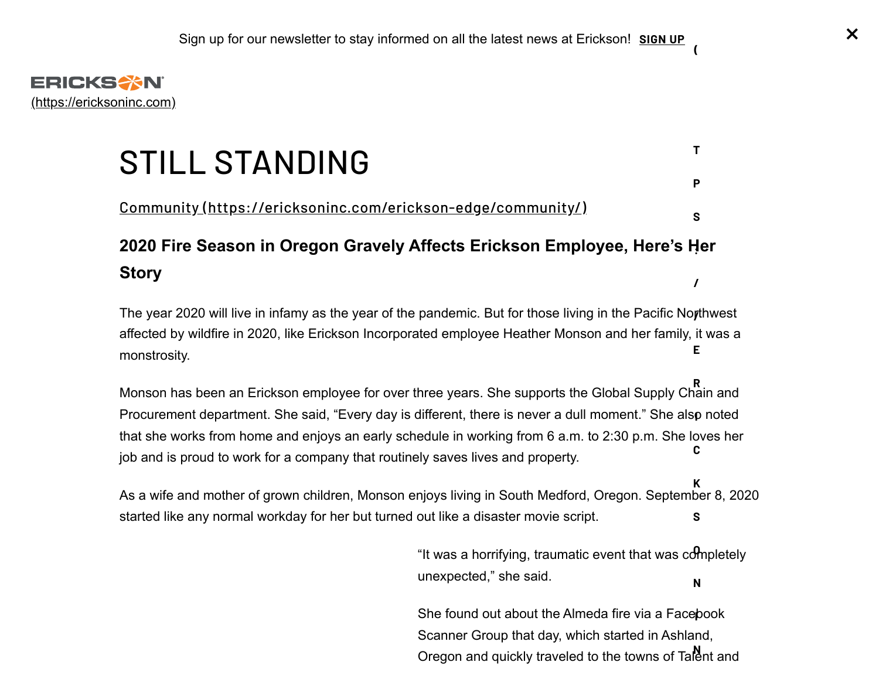Sign up for our newsletter to stay informed on all the latest news at Erickson! **SIGN UP**

(https://ericksoninc.com)

# STILL STANDING

Community (https://ericksoninc.com/erickson-edge/community/)

### 2020 Fire Season in Oregon Gravely Affects Erickson Employee, Here's Her Story

The year 2020 will live in infamy as the year of the pandemic. But for those living in the Pacific Northwest affected by wildfire in 2020, like Erickson Incorporated employee Heather Monson and her family, it was a monstrosity.

Monson has been an Erickson employee for over three years. She supports the Global Supply Chain and Procurement department. She said, "Every day is different, there is never a dull moment." She also noted that she works from home and enjoys an early schedule in working from 6 a.m. to 2:30 p.m. She loves her job and is proud to work for a company that routinely saves lives and property.

As a wife and mother of grown children, Monson enjoys living in South Medford, Oregon. September 8, 2020 started like any normal workday for her but turned out like a disaster movie script.

"It was a horrifying, traumatic event that was completely unexpected," she said.

She found out about the Almeda fire via a Facebook Scanner Group that day, which started in Ashland, Oregon and quickly traveled to the towns of Talent and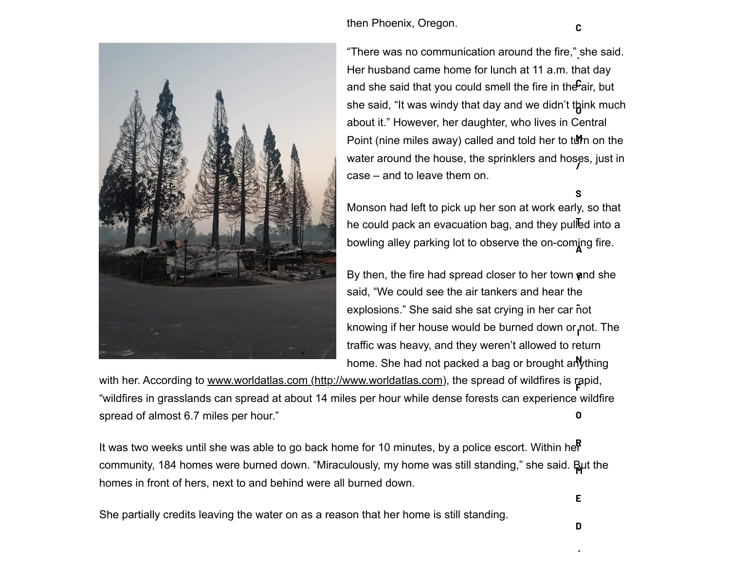then Phoenix, Oregon.

"There was no communication around the fire," she said. Her husband came home for lunch at 11 a.m. that day and she said that you could smell the fire in the air, but she said, "It was windy that day and we didn't think much about it." However, her daughter, who lives in Central Point (nine miles away) called and told her to turn on the water around the house, the sprinklers and hoses, just in case – and to leave them on.

Monson had left to pick up her son at work early, so that he could pack an evacuation bag, and they pulled into a bowling alley parking lot to observe the on-coming fire.

By then, the fire had spread closer to her town and she said, "We could see the air tankers and hear the explosions." She said she sat crying in her car not knowing if her house would be burned down or not. The traffic was heavy, and they weren't allowed to return home. She had not packed a bag or brought anything with her. According to www.worldatlas.com (http://www.worldatlas.com), the spread of wildfires is rapid, "wildfires in grasslands can spread at about 14 miles per hour while dense forests can experience wildfire spread of almost 6.7 miles per hour."

It was two weeks until she was able to go back home for 10 minutes, by a police escort. Within her community, 184 homes were burned down. "Miraculously, my home was still standing," she said. But the homes in front of hers, next to and behind were all burned down.

She partially credits leaving the water on as a reason that her home is still standing.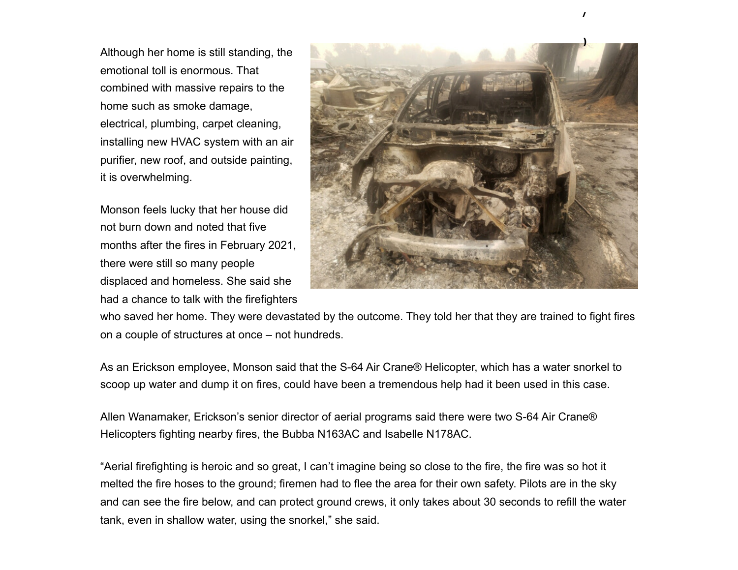Although her home is still standing, the emotional toll is enormous. That combined with massive repairs to the home such as smoke damage, electrical, plumbing, carpet cleaning, installing new HVAC system with an air purifier, new roof, and outside painting, it is overwhelming.

Monson feels lucky that her house did not burn down and noted that five months after the fires in February 2021, there were still so many people displaced and homeless. She said she had a chance to talk with the firefighters who saved her home. They were devastated by the outcome. They told her that they are trained to fight fires on a couple of structures at once – not hundreds.

As an Erickson employee, Monson said that the S-64 Air Crane® Helicopter, which has a water snorkel to scoop up water and dump it on fires, could have been a tremendous help had it been used in this case.

Allen Wanamaker, Erickson's senior director of aerial programs said there were two S-64 Air Crane® Helicopters fighting nearby fires, the Bubba N163AC and Isabelle N178AC.

"Aerial firefighting is heroic and so great, I can't imagine being so close to the fire, the fire was so hot it melted the fire hoses to the ground; firemen had to flee the area for their own safety. Pilots are in the sky and can see the fire below, and can protect ground crews, it only takes about 30 seconds to refill the water tank, even in shallow water, using the snorkel," she said.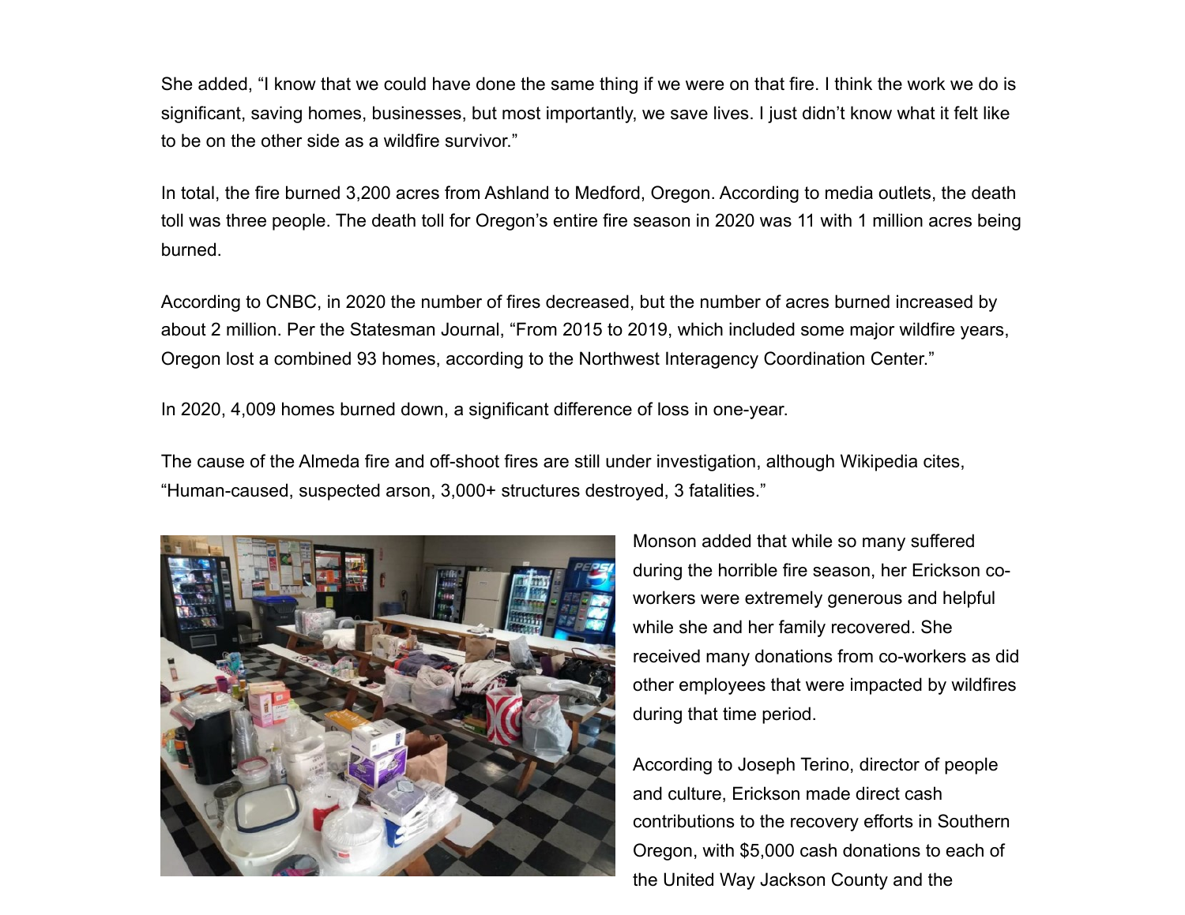She added, "I know that we could have done the same thing if we were on that fire. I think the work we do is significant, saving homes, businesses, but most importantly, we save lives. I just didn't know what it felt like to be on the other side as a wildfire survivor."

In total, the fire burned 3,200 acres from Ashland to Medford, Oregon. According to media outlets, the death toll was three people. The death toll for Oregon's entire fire season in 2020 was 11 with 1 million acres being burned.

According to CNBC, in 2020 the number of fires decreased, but the number of acres burned increased by about 2 million. Per the Statesman Journal, "From 2015 to 2019, which included some major wildfire years, Oregon lost a combined 93 homes, according to the Northwest Interagency Coordination Center."

In 2020, 4,009 homes burned down, a significant difference of loss in one-year.

The cause of the Almeda fire and off-shoot fires are still under investigation, although Wikipedia cites, "Human-caused, suspected arson, 3,000+ structures destroyed, 3 fatalities."

Monson added that while so many suffered during the horrible fire season, her Erickson co-workers were extremely generous and helpful while she and her family recovered. She received many donations from co-workers as did other employees that were impacted by wildfires during that time period.

According to Joseph Terino, director of people and culture, Erickson made direct cash contributions to the recovery efforts in Southern Oregon, with $5,000 cash donations to each of the United Way Jackson County and the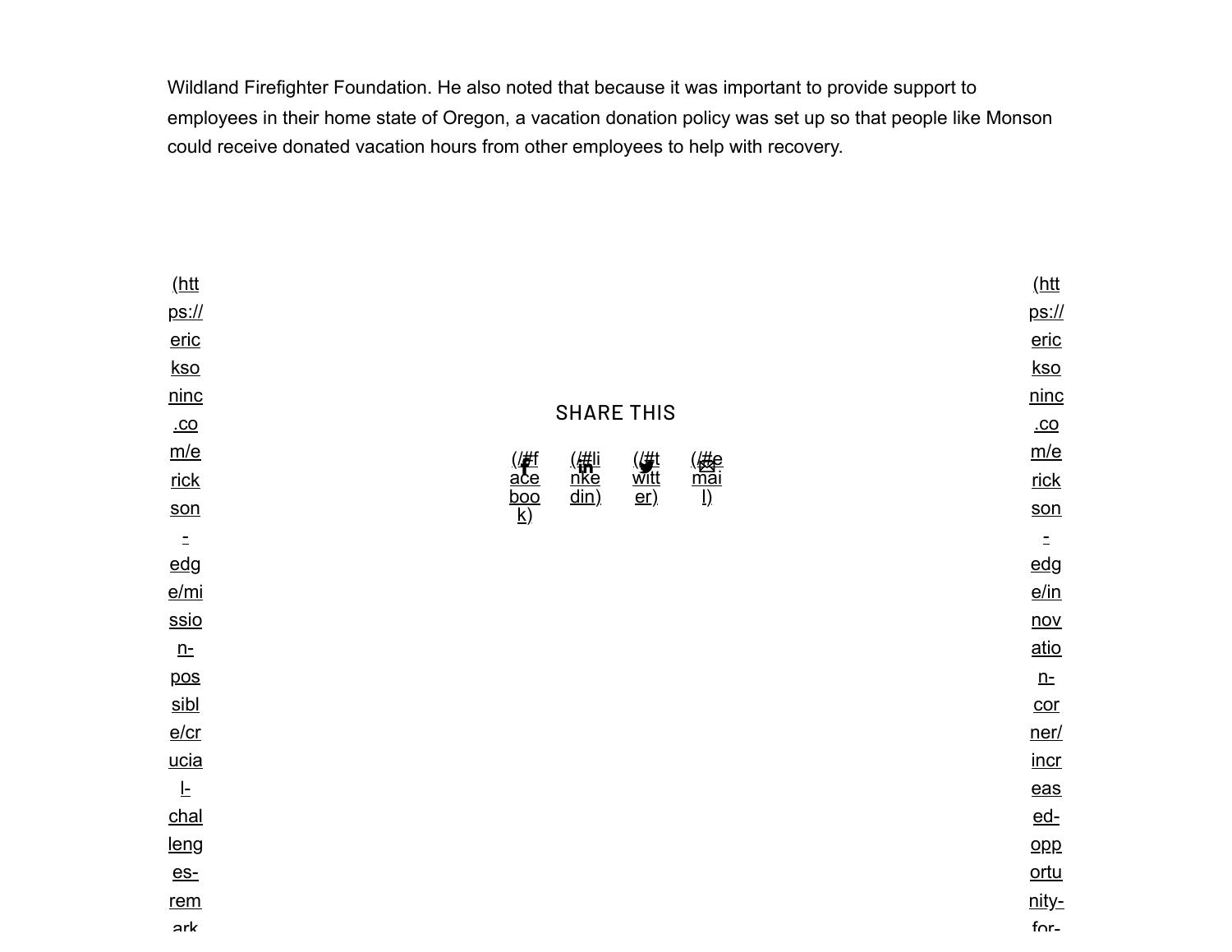Wildland Firefighter Foundation. He also noted that because it was important to provide support to employees in their home state of Oregon, a vacation donation policy was set up so that people like Monson could receive donated vacation hours from other employees to help with recovery.

(https://ericksoninc.com/erickson-edge/mission-possible/crucial-challenges-remark

SHARE THIS

(//#facebook) (//#linkedin) (//#twitter) (//#email)

(https://ericksoninc.com/erickson-edge/innovation-corner/increased-opportunity-for-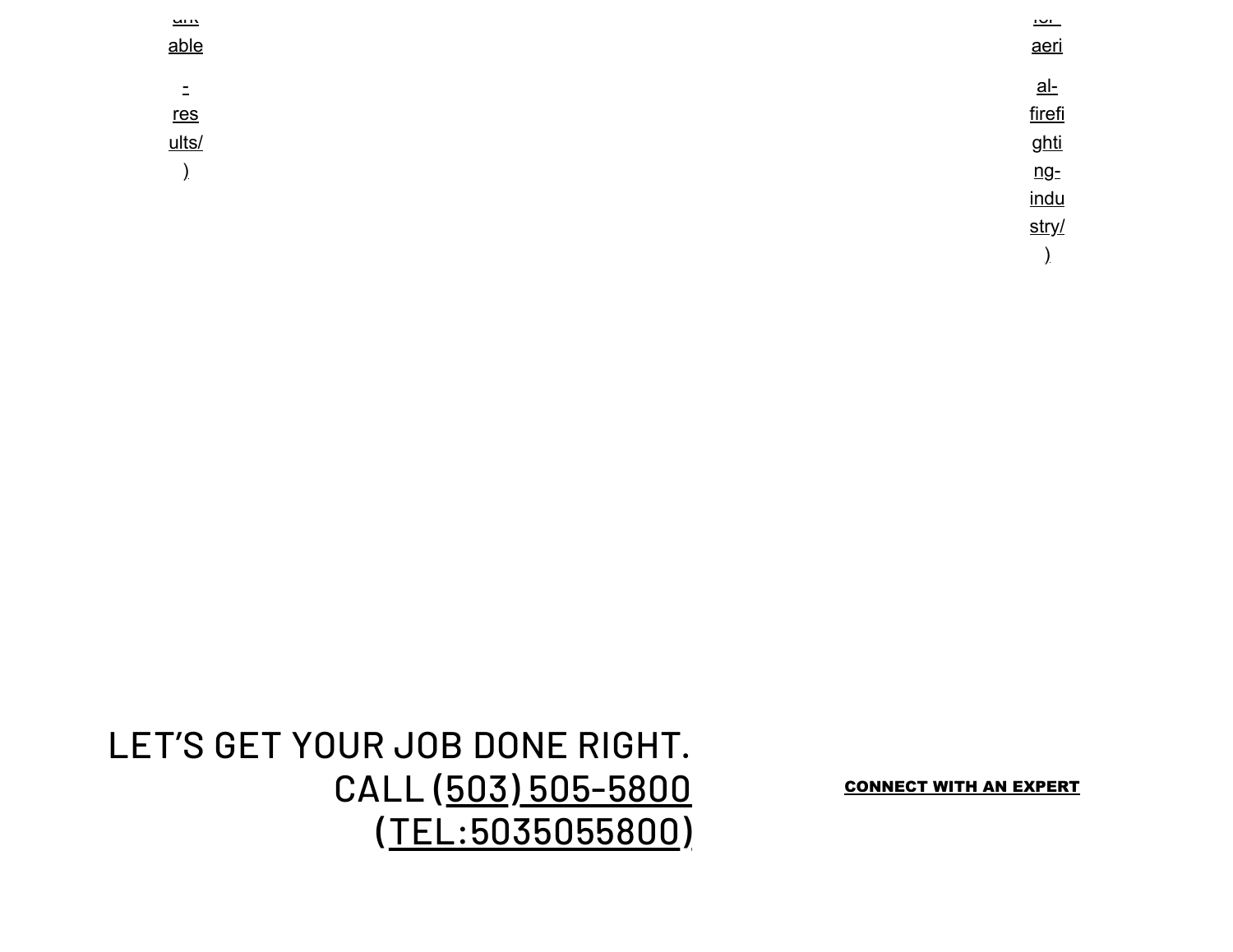ark able - results/)

for aeri al-firefighting-industry/)

LET'S GET YOUR JOB DONE RIGHT. CALL (503) 505-5800 (TEL:5035055800)

**CONNECT WITH AN EXPERT**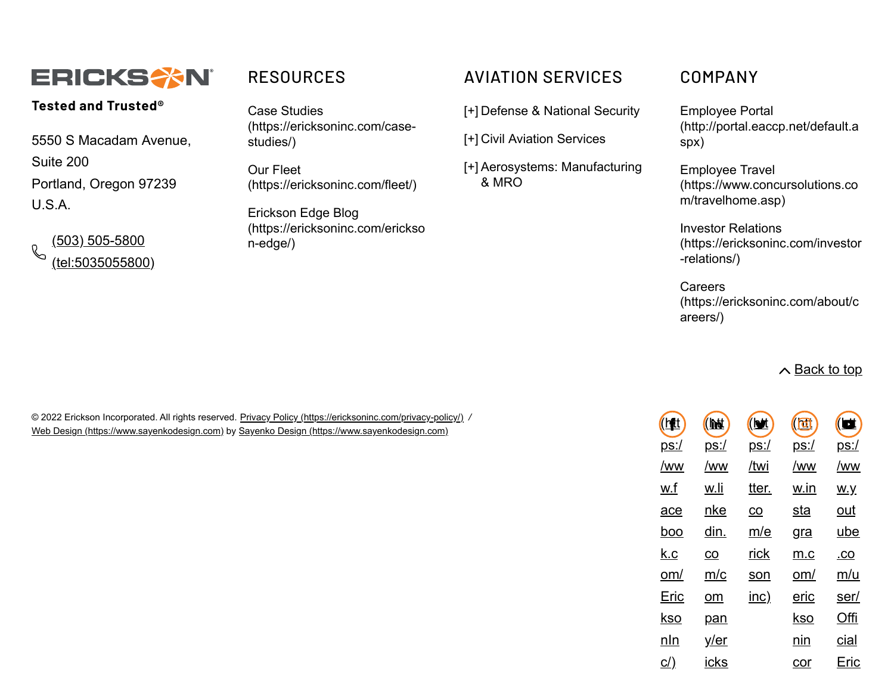ERICKSON

**Tested and Trusted®**

5550 S Macadam Avenue,
Suite 200
Portland, Oregon 97239
U.S.A.

(503) 505-5800 (tel:5035055800)

## RESOURCES

Case Studies (https://ericksoninc.com/case-studies/)

Our Fleet (https://ericksoninc.com/fleet/)

Erickson Edge Blog (https://ericksoninc.com/erickson-edge/)

## AVIATION SERVICES

[+] Defense & National Security

[+] Civil Aviation Services

[+] Aerosystems: Manufacturing & MRO

## COMPANY

Employee Portal (http://portal.eaccp.net/default.aspx)

Employee Travel (https://www.concursolutions.com/travelhome.asp)

Investor Relations (https://ericksoninc.com/investor-relations/)

Careers (https://ericksoninc.com/about/careers/)

Back to top

© 2022 Erickson Incorporated. All rights reserved. Privacy Policy (https://ericksoninc.com/privacy-policy/) / Web Design (https://www.sayenkodesign.com) by Sayenko Design (https://www.sayenkodesign.com)

(https://www.facebook.com/EricksonInc/) (https://www.linkedin.com/company/ericks (https://twitter.com/ericksoninc) (https://www.instagram.com/ericksonincor (https://www.youtube.com/user/OfficialEric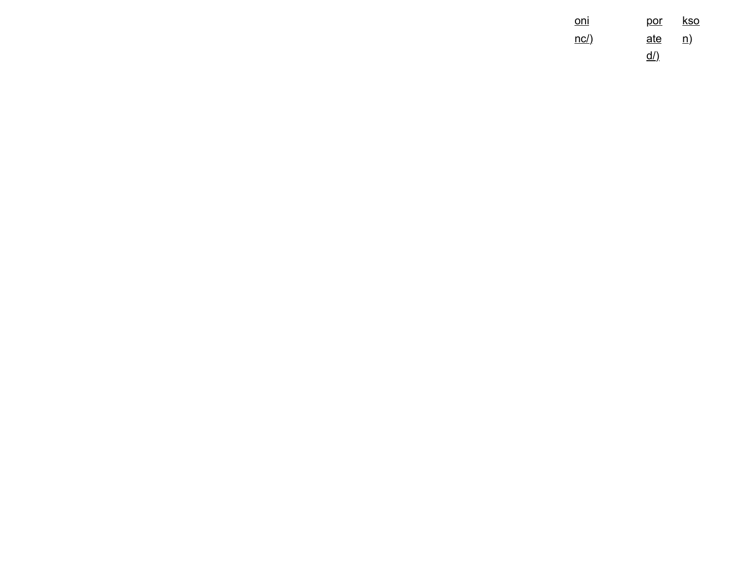oni nc/)

por ate d/)

kso n)